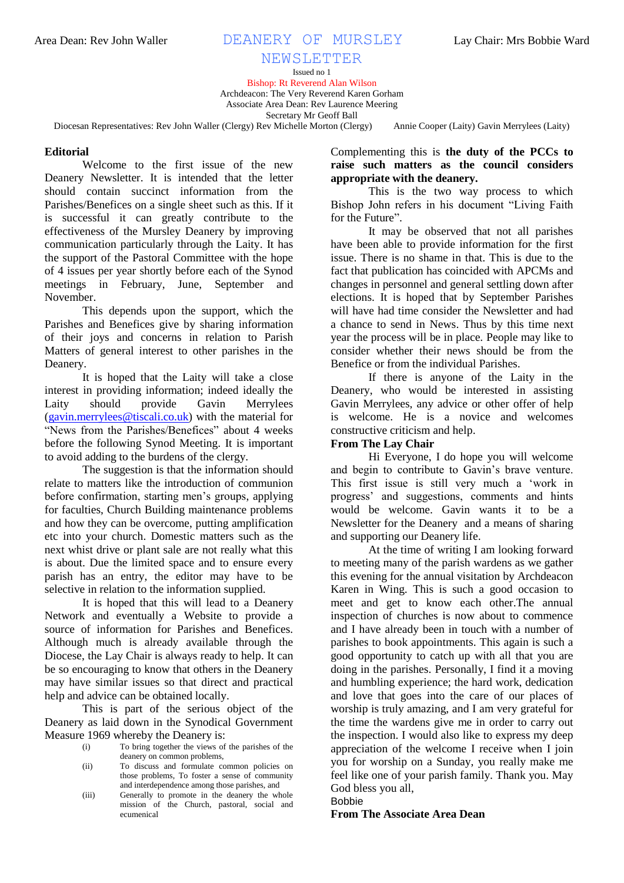Area Dean: Rev John Waller

# DEANERY OF MURSLEY NEWSLETTER

Lay Chair: Mrs Bobbie Ward

Issued no 1

Bishop: Rt Reverend Alan Wilson
Archdeacon: The Very Reverend Karen Gorham
Associate Area Dean: Rev Laurence Meering
Secretary Mr Geoff Ball
Diocesan Representatives: Rev John Waller (Clergy) Rev Michelle Morton (Clergy) Annie Cooper (Laity) Gavin Merrylees (Laity)

## Editorial

Welcome to the first issue of the new Deanery Newsletter. It is intended that the letter should contain succinct information from the Parishes/Benefices on a single sheet such as this. If it is successful it can greatly contribute to the effectiveness of the Mursley Deanery by improving communication particularly through the Laity. It has the support of the Pastoral Committee with the hope of 4 issues per year shortly before each of the Synod meetings in February, June, September and November.

This depends upon the support, which the Parishes and Benefices give by sharing information of their joys and concerns in relation to Parish Matters of general interest to other parishes in the Deanery.

It is hoped that the Laity will take a close interest in providing information; indeed ideally the Laity should provide Gavin Merrylees (gavin.merrylees@tiscali.co.uk) with the material for "News from the Parishes/Benefices" about 4 weeks before the following Synod Meeting. It is important to avoid adding to the burdens of the clergy.

The suggestion is that the information should relate to matters like the introduction of communion before confirmation, starting men's groups, applying for faculties, Church Building maintenance problems and how they can be overcome, putting amplification etc into your church. Domestic matters such as the next whist drive or plant sale are not really what this is about. Due the limited space and to ensure every parish has an entry, the editor may have to be selective in relation to the information supplied.

It is hoped that this will lead to a Deanery Network and eventually a Website to provide a source of information for Parishes and Benefices. Although much is already available through the Diocese, the Lay Chair is always ready to help. It can be so encouraging to know that others in the Deanery may have similar issues so that direct and practical help and advice can be obtained locally.

This is part of the serious object of the Deanery as laid down in the Synodical Government Measure 1969 whereby the Deanery is:

(i) To bring together the views of the parishes of the deanery on common problems,
(ii) To discuss and formulate common policies on those problems, To foster a sense of community and interdependence among those parishes, and
(iii) Generally to promote in the deanery the whole mission of the Church, pastoral, social and ecumenical

Complementing this is **the duty of the PCCs to raise such matters as the council considers appropriate with the deanery.**

This is the two way process to which Bishop John refers in his document "Living Faith for the Future".

It may be observed that not all parishes have been able to provide information for the first issue. There is no shame in that. This is due to the fact that publication has coincided with APCMs and changes in personnel and general settling down after elections. It is hoped that by September Parishes will have had time consider the Newsletter and had a chance to send in News. Thus by this time next year the process will be in place. People may like to consider whether their news should be from the Benefice or from the individual Parishes.

If there is anyone of the Laity in the Deanery, who would be interested in assisting Gavin Merrylees, any advice or other offer of help is welcome. He is a novice and welcomes constructive criticism and help.

## From The Lay Chair

Hi Everyone, I do hope you will welcome and begin to contribute to Gavin's brave venture. This first issue is still very much a 'work in progress' and suggestions, comments and hints would be welcome. Gavin wants it to be a Newsletter for the Deanery and a means of sharing and supporting our Deanery life.

At the time of writing I am looking forward to meeting many of the parish wardens as we gather this evening for the annual visitation by Archdeacon Karen in Wing. This is such a good occasion to meet and get to know each other.The annual inspection of churches is now about to commence and I have already been in touch with a number of parishes to book appointments. This again is such a good opportunity to catch up with all that you are doing in the parishes. Personally, I find it a moving and humbling experience; the hard work, dedication and love that goes into the care of our places of worship is truly amazing, and I am very grateful for the time the wardens give me in order to carry out the inspection. I would also like to express my deep appreciation of the welcome I receive when I join you for worship on a Sunday, you really make me feel like one of your parish family. Thank you. May God bless you all,

Bobbie

## From The Associate Area Dean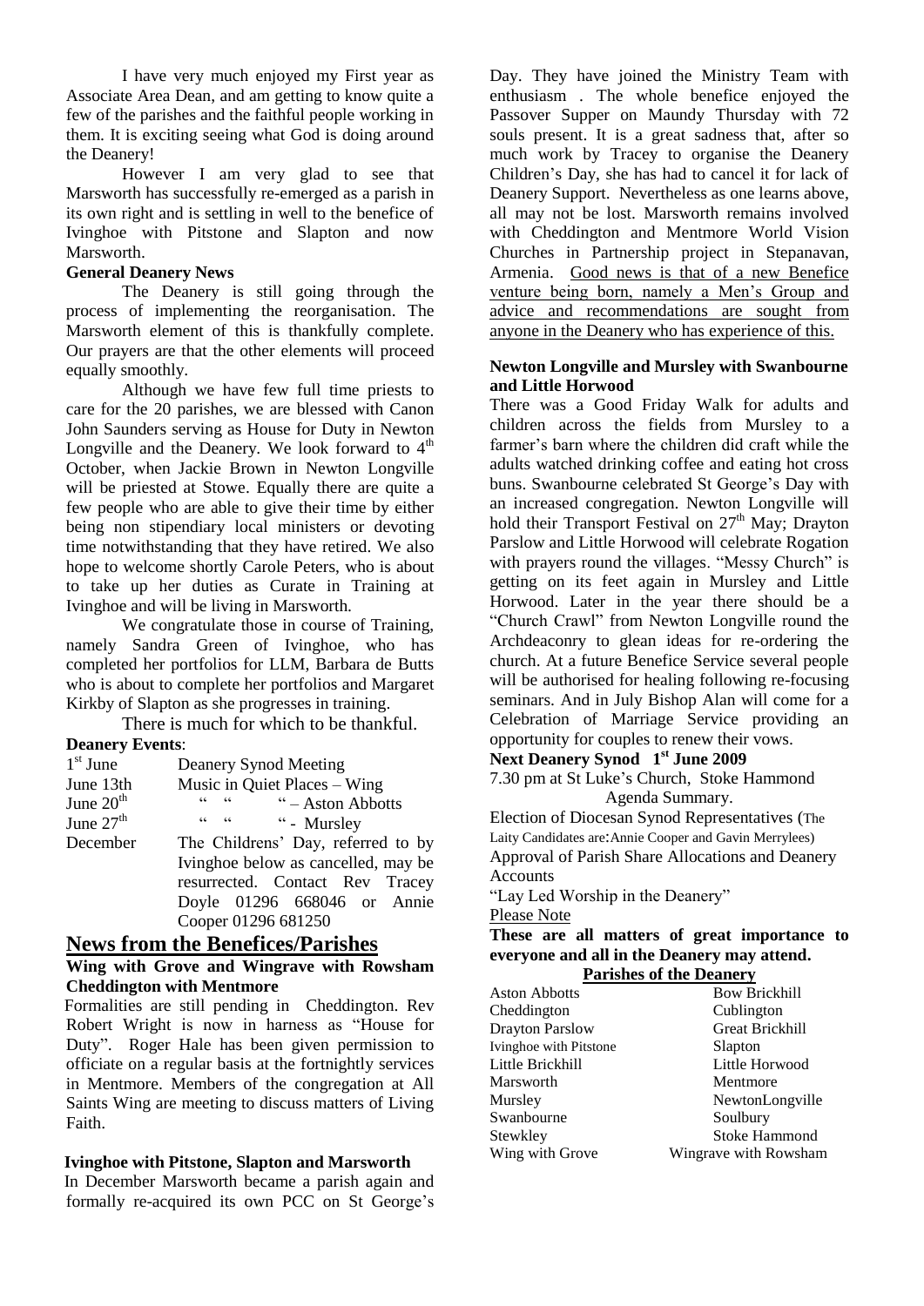I have very much enjoyed my First year as Associate Area Dean, and am getting to know quite a few of the parishes and the faithful people working in them. It is exciting seeing what God is doing around the Deanery!

However I am very glad to see that Marsworth has successfully re-emerged as a parish in its own right and is settling in well to the benefice of Ivinghoe with Pitstone and Slapton and now Marsworth.

**General Deanery News**

The Deanery is still going through the process of implementing the reorganisation. The Marsworth element of this is thankfully complete. Our prayers are that the other elements will proceed equally smoothly.

Although we have few full time priests to care for the 20 parishes, we are blessed with Canon John Saunders serving as House for Duty in Newton Longville and the Deanery. We look forward to 4th October, when Jackie Brown in Newton Longville will be priested at Stowe. Equally there are quite a few people who are able to give their time by either being non stipendiary local ministers or devoting time notwithstanding that they have retired. We also hope to welcome shortly Carole Peters, who is about to take up her duties as Curate in Training at Ivinghoe and will be living in Marsworth.

We congratulate those in course of Training, namely Sandra Green of Ivinghoe, who has completed her portfolios for LLM, Barbara de Butts who is about to complete her portfolios and Margaret Kirkby of Slapton as she progresses in training.

There is much for which to be thankful.

**Deanery Events**:

| | |
|---|---|
| 1st June | Deanery Synod Meeting |
| June 13th | Music in Quiet Places – Wing |
| June 20th | " " " – Aston Abbotts |
| June 27th | " " " - Mursley |
| December | The Childrens' Day, referred to by Ivinghoe below as cancelled, may be resurrected. Contact Rev Tracey Doyle 01296 668046 or Annie Cooper 01296 681250 |

## News from the Benefices/Parishes

**Wing with Grove and Wingrave with Rowsham Cheddington with Mentmore**

Formalities are still pending in Cheddington. Rev Robert Wright is now in harness as "House for Duty". Roger Hale has been given permission to officiate on a regular basis at the fortnightly services in Mentmore. Members of the congregation at All Saints Wing are meeting to discuss matters of Living Faith.

**Ivinghoe with Pitstone, Slapton and Marsworth**

In December Marsworth became a parish again and formally re-acquired its own PCC on St George's Day. They have joined the Ministry Team with enthusiasm . The whole benefice enjoyed the Passover Supper on Maundy Thursday with 72 souls present. It is a great sadness that, after so much work by Tracey to organise the Deanery Children's Day, she has had to cancel it for lack of Deanery Support. Nevertheless as one learns above, all may not be lost. Marsworth remains involved with Cheddington and Mentmore World Vision Churches in Partnership project in Stepanavan, Armenia. Good news is that of a new Benefice venture being born, namely a Men's Group and advice and recommendations are sought from anyone in the Deanery who has experience of this.

**Newton Longville and Mursley with Swanbourne and Little Horwood**

There was a Good Friday Walk for adults and children across the fields from Mursley to a farmer's barn where the children did craft while the adults watched drinking coffee and eating hot cross buns. Swanbourne celebrated St George's Day with an increased congregation. Newton Longville will hold their Transport Festival on 27th May; Drayton Parslow and Little Horwood will celebrate Rogation with prayers round the villages. "Messy Church" is getting on its feet again in Mursley and Little Horwood. Later in the year there should be a "Church Crawl" from Newton Longville round the Archdeaconry to glean ideas for re-ordering the church. At a future Benefice Service several people will be authorised for healing following re-focusing seminars. And in July Bishop Alan will come for a Celebration of Marriage Service providing an opportunity for couples to renew their vows.

**Next Deanery Synod 1st June 2009**

7.30 pm at St Luke's Church, Stoke Hammond

Agenda Summary.

Election of Diocesan Synod Representatives (The Laity Candidates are: Annie Cooper and Gavin Merrylees)

Approval of Parish Share Allocations and Deanery Accounts

"Lay Led Worship in the Deanery"

Please Note

**These are all matters of great importance to everyone and all in the Deanery may attend.**

**Parishes of the Deanery**

| | |
|---|---|
| Aston Abbotts | Bow Brickhill |
| Cheddington | Cublington |
| Drayton Parslow | Great Brickhill |
| Ivinghoe with Pitstone | Slapton |
| Little Brickhill | Little Horwood |
| Marsworth | Mentmore |
| Mursley | NewtonLongville |
| Swanbourne | Soulbury |
| Stewkley | Stoke Hammond |
| Wing with Grove | Wingrave with Rowsham |